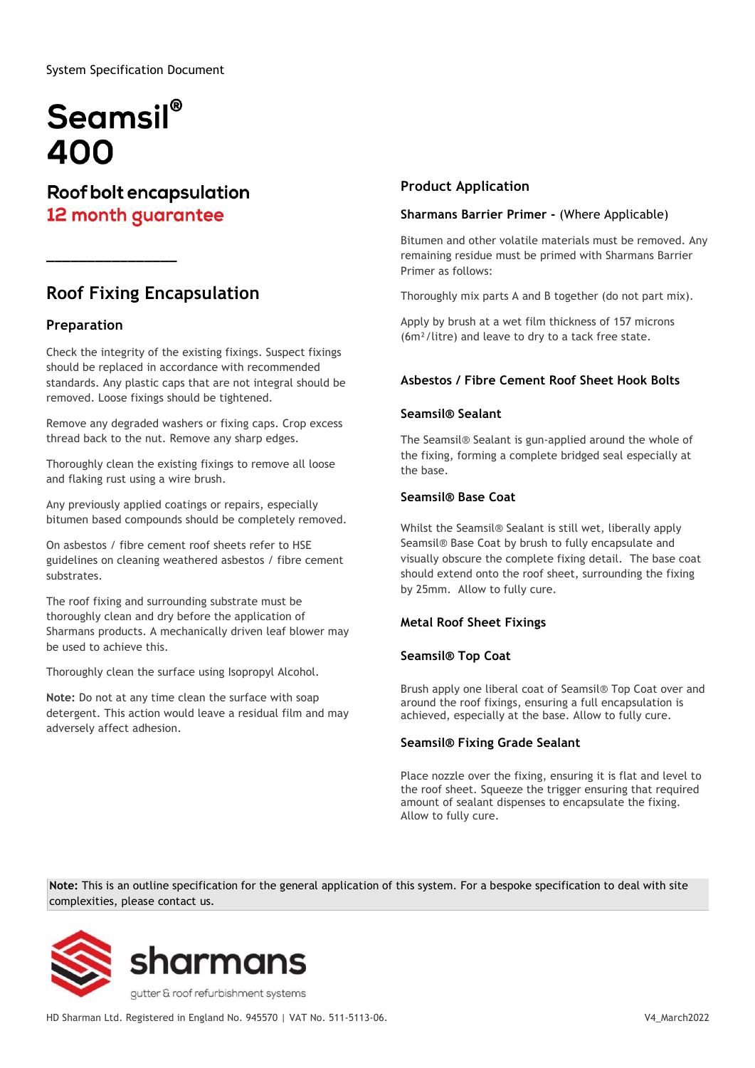System Specification Document

# Seamsil® 400

## Roof bolt encapsulation

**12 month guarantee**

## Roof Fixing Encapsulation

### Preparation

Check the integrity of the existing fixings. Suspect fixings should be replaced in accordance with recommended standards. Any plastic caps that are not integral should be removed. Loose fixings should be tightened.

Remove any degraded washers or fixing caps. Crop excess thread back to the nut. Remove any sharp edges.

Thoroughly clean the existing fixings to remove all loose and flaking rust using a wire brush.

Any previously applied coatings or repairs, especially bitumen based compounds should be completely removed.

On asbestos / fibre cement roof sheets refer to HSE guidelines on cleaning weathered asbestos / fibre cement substrates.

The roof fixing and surrounding substrate must be thoroughly clean and dry before the application of Sharmans products. A mechanically driven leaf blower may be used to achieve this.

Thoroughly clean the surface using Isopropyl Alcohol.

**Note:** Do not at any time clean the surface with soap detergent. This action would leave a residual film and may adversely affect adhesion.

## Product Application

### Sharmans Barrier Primer - (Where Applicable)

Bitumen and other volatile materials must be removed. Any remaining residue must be primed with Sharmans Barrier Primer as follows:

Thoroughly mix parts A and B together (do not part mix).

Apply by brush at a wet film thickness of 157 microns ($6m^2$/litre) and leave to dry to a tack free state.

### Asbestos / Fibre Cement Roof Sheet Hook Bolts

#### Seamsil® Sealant

The Seamsil® Sealant is gun-applied around the whole of the fixing, forming a complete bridged seal especially at the base.

#### Seamsil® Base Coat

Whilst the Seamsil® Sealant is still wet, liberally apply Seamsil® Base Coat by brush to fully encapsulate and visually obscure the complete fixing detail. The base coat should extend onto the roof sheet, surrounding the fixing by 25mm. Allow to fully cure.

### Metal Roof Sheet Fixings

#### Seamsil® Top Coat

Brush apply one liberal coat of Seamsil® Top Coat over and around the roof fixings, ensuring a full encapsulation is achieved, especially at the base. Allow to fully cure.

#### Seamsil® Fixing Grade Sealant

Place nozzle over the fixing, ensuring it is flat and level to the roof sheet. Squeeze the trigger ensuring that required amount of sealant dispenses to encapsulate the fixing. Allow to fully cure.

**Note:** This is an outline specification for the general application of this system. For a bespoke specification to deal with site complexities, please contact us.

sharmans
gutter & roof refurbishment systems

HD Sharman Ltd. Registered in England No. 945570 | VAT No. 511-5113-06.

V4_March2022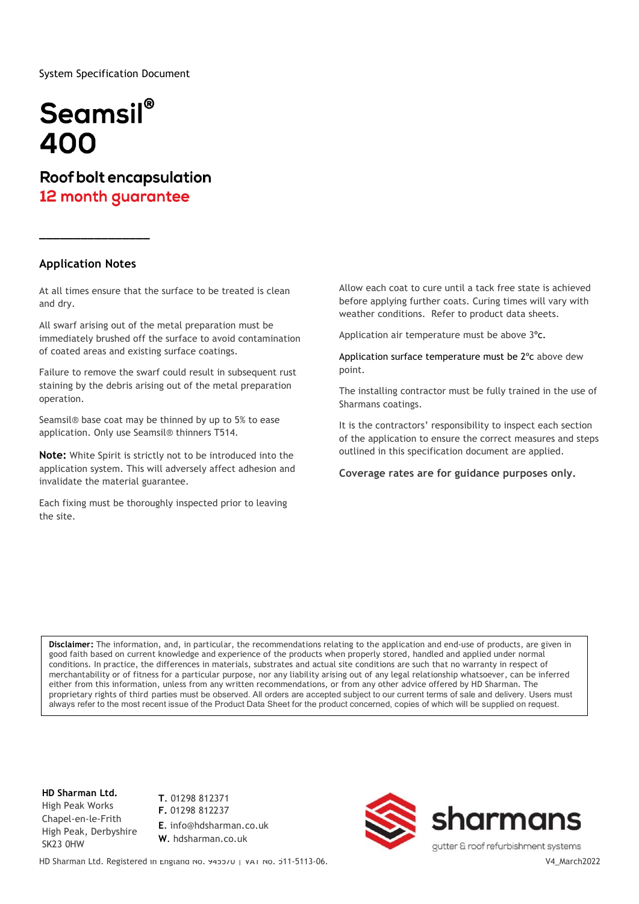System Specification Document

# Seamsil® 400

## Roof bolt encapsulation
## 12 month guarantee

### Application Notes

At all times ensure that the surface to be treated is clean and dry.

All swarf arising out of the metal preparation must be immediately brushed off the surface to avoid contamination of coated areas and existing surface coatings.

Failure to remove the swarf could result in subsequent rust staining by the debris arising out of the metal preparation operation.

Seamsil® base coat may be thinned by up to 5% to ease application. Only use Seamsil® thinners T514.

**Note:** White Spirit is strictly not to be introduced into the application system. This will adversely affect adhesion and invalidate the material guarantee.

Each fixing must be thoroughly inspected prior to leaving the site.

Allow each coat to cure until a tack free state is achieved before applying further coats. Curing times will vary with weather conditions. Refer to product data sheets.

Application air temperature must be above 3°c.

Application surface temperature must be 2°c above dew point.

The installing contractor must be fully trained in the use of Sharmans coatings.

It is the contractors' responsibility to inspect each section of the application to ensure the correct measures and steps outlined in this specification document are applied.

**Coverage rates are for guidance purposes only.**

**Disclaimer:** The information, and, in particular, the recommendations relating to the application and end-use of products, are given in good faith based on current knowledge and experience of the products when properly stored, handled and applied under normal conditions. In practice, the differences in materials, substrates and actual site conditions are such that no warranty in respect of merchantability or of fitness for a particular purpose, nor any liability arising out of any legal relationship whatsoever, can be inferred either from this information, unless from any written recommendations, or from any other advice offered by HD Sharman. The proprietary rights of third parties must be observed. All orders are accepted subject to our current terms of sale and delivery. Users must always refer to the most recent issue of the Product Data Sheet for the product concerned, copies of which will be supplied on request.

**HD Sharman Ltd.**
High Peak Works
Chapel-en-le-Frith
High Peak, Derbyshire
SK23 0HW

**T.** 01298 812371
**F.** 01298 812237
**E.** info@hdsharman.co.uk
**W.** hdsharman.co.uk

sharmans
gutter & roof refurbishment systems

HD Sharman Ltd. Registered in England No. 945570 | VAT No. 511-5113-06.

V4_March2022